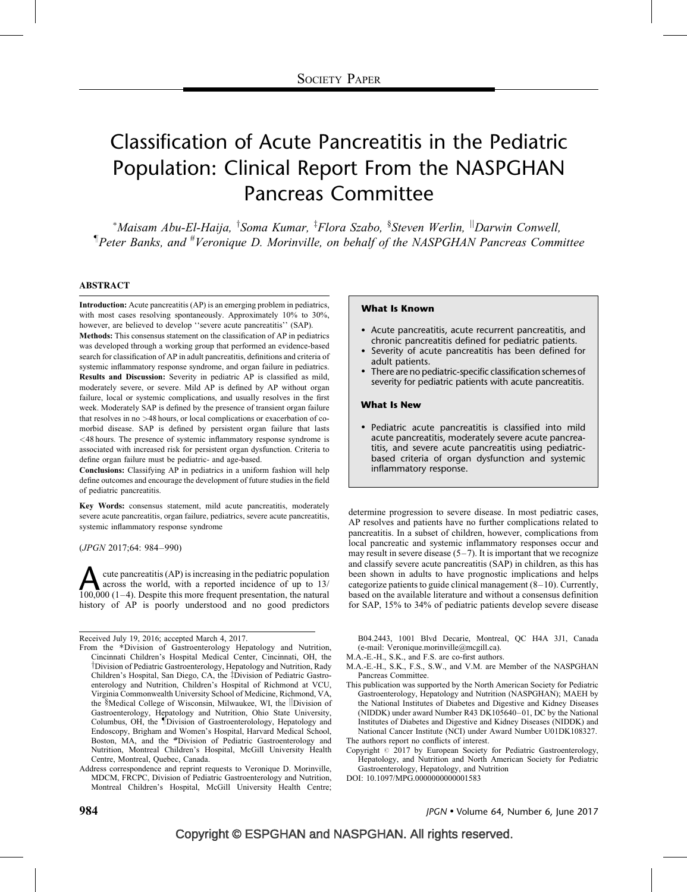Society Paper

# Classification of Acute Pancreatitis in the Pediatric Population: Clinical Report From the NASPGHAN Pancreas Committee

[*]Maisam Abu-El-Haija, [†]Soma Kumar, [‡]Flora Szabo, [§]Steven Werlin, [||]Darwin Conwell, [¶]Peter Banks, and [#]Veronique D. Morinville, on behalf of the NASPGHAN Pancreas Committee

## ABSTRACT

**Introduction:** Acute pancreatitis (AP) is an emerging problem in pediatrics, with most cases resolving spontaneously. Approximately 10% to 30%, however, are believed to develop ''severe acute pancreatitis'' (SAP).

**Methods:** This consensus statement on the classification of AP in pediatrics was developed through a working group that performed an evidence-based search for classification of AP in adult pancreatitis, definitions and criteria of systemic inflammatory response syndrome, and organ failure in pediatrics.

**Results and Discussion:** Severity in pediatric AP is classified as mild, moderately severe, or severe. Mild AP is defined by AP without organ failure, local or systemic complications, and usually resolves in the first week. Moderately SAP is defined by the presence of transient organ failure that resolves in no >48 hours, or local complications or exacerbation of co-morbid disease. SAP is defined by persistent organ failure that lasts <48 hours. The presence of systemic inflammatory response syndrome is associated with increased risk for persistent organ dysfunction. Criteria to define organ failure must be pediatric- and age-based.

**Conclusions:** Classifying AP in pediatrics in a uniform fashion will help define outcomes and encourage the development of future studies in the field of pediatric pancreatitis.

**Key Words:** consensus statement, mild acute pancreatitis, moderately severe acute pancreatitis, organ failure, pediatrics, severe acute pancreatitis, systemic inflammatory response syndrome

(*JPGN* 2017;64: 984–990)

> **What Is Known**
>
> - Acute pancreatitis, acute recurrent pancreatitis, and chronic pancreatitis defined for pediatric patients.
> - Severity of acute pancreatitis has been defined for adult patients.
> - There are no pediatric-specific classification schemes of severity for pediatric patients with acute pancreatitis.
>
> **What Is New**
>
> - Pediatric acute pancreatitis is classified into mild acute pancreatitis, moderately severe acute pancreatitis, and severe acute pancreatitis using pediatric-based criteria of organ dysfunction and systemic inflammatory response.

Acute pancreatitis (AP) is increasing in the pediatric population across the world, with a reported incidence of up to 13/100,000 (1–4). Despite this more frequent presentation, the natural history of AP is poorly understood and no good predictors determine progression to severe disease. In most pediatric cases, AP resolves and patients have no further complications related to pancreatitis. In a subset of children, however, complications from local pancreatic and systemic inflammatory responses occur and may result in severe disease (5–7). It is important that we recognize and classify severe acute pancreatitis (SAP) in children, as this has been shown in adults to have prognostic implications and helps categorize patients to guide clinical management (8–10). Currently, based on the available literature and without a consensus definition for SAP, 15% to 34% of pediatric patients develop severe disease

---

Received July 19, 2016; accepted March 4, 2017.

From the *Division of Gastroenterology Hepatology and Nutrition, Cincinnati Children's Hospital Medical Center, Cincinnati, OH, the †Division of Pediatric Gastroenterology, Hepatology and Nutrition, Rady Children's Hospital, San Diego, CA, the ‡Division of Pediatric Gastroenterology and Nutrition, Children's Hospital of Richmond at VCU, Virginia Commonwealth University School of Medicine, Richmond, VA, the §Medical College of Wisconsin, Milwaukee, WI, the ||Division of Gastroenterology, Hepatology and Nutrition, Ohio State University, Columbus, OH, the ¶Division of Gastroenterolology, Hepatology and Endoscopy, Brigham and Women's Hospital, Harvard Medical School, Boston, MA, and the #Division of Pediatric Gastroenterology and Nutrition, Montreal Children's Hospital, McGill University Health Centre, Montreal, Quebec, Canada.

Address correspondence and reprint requests to Veronique D. Morinville, MDCM, FRCPC, Division of Pediatric Gastroenterology and Nutrition, Montreal Children's Hospital, McGill University Health Centre; B04.2443, 1001 Blvd Decarie, Montreal, QC H4A 3J1, Canada (e-mail: Veronique.morinville@mcgill.ca).

M.A.-E.-H., S.K., and F.S. are co-first authors.

M.A.-E.-H., S.K., F.S., S.W., and V.M. are Member of the NASPGHAN Pancreas Committee.

This publication was supported by the North American Society for Pediatric Gastroenterology, Hepatology and Nutrition (NASPGHAN); MAEH by the National Institutes of Diabetes and Digestive and Kidney Diseases (NIDDK) under award Number R43 DK105640–01, DC by the National Institutes of Diabetes and Digestive and Kidney Diseases (NIDDK) and National Cancer Institute (NCI) under Award Number U01DK108327.

The authors report no conflicts of interest.

Copyright © 2017 by European Society for Pediatric Gastroenterology, Hepatology, and Nutrition and North American Society for Pediatric Gastroenterology, Hepatology, and Nutrition

DOI: 10.1097/MPG.0000000000001583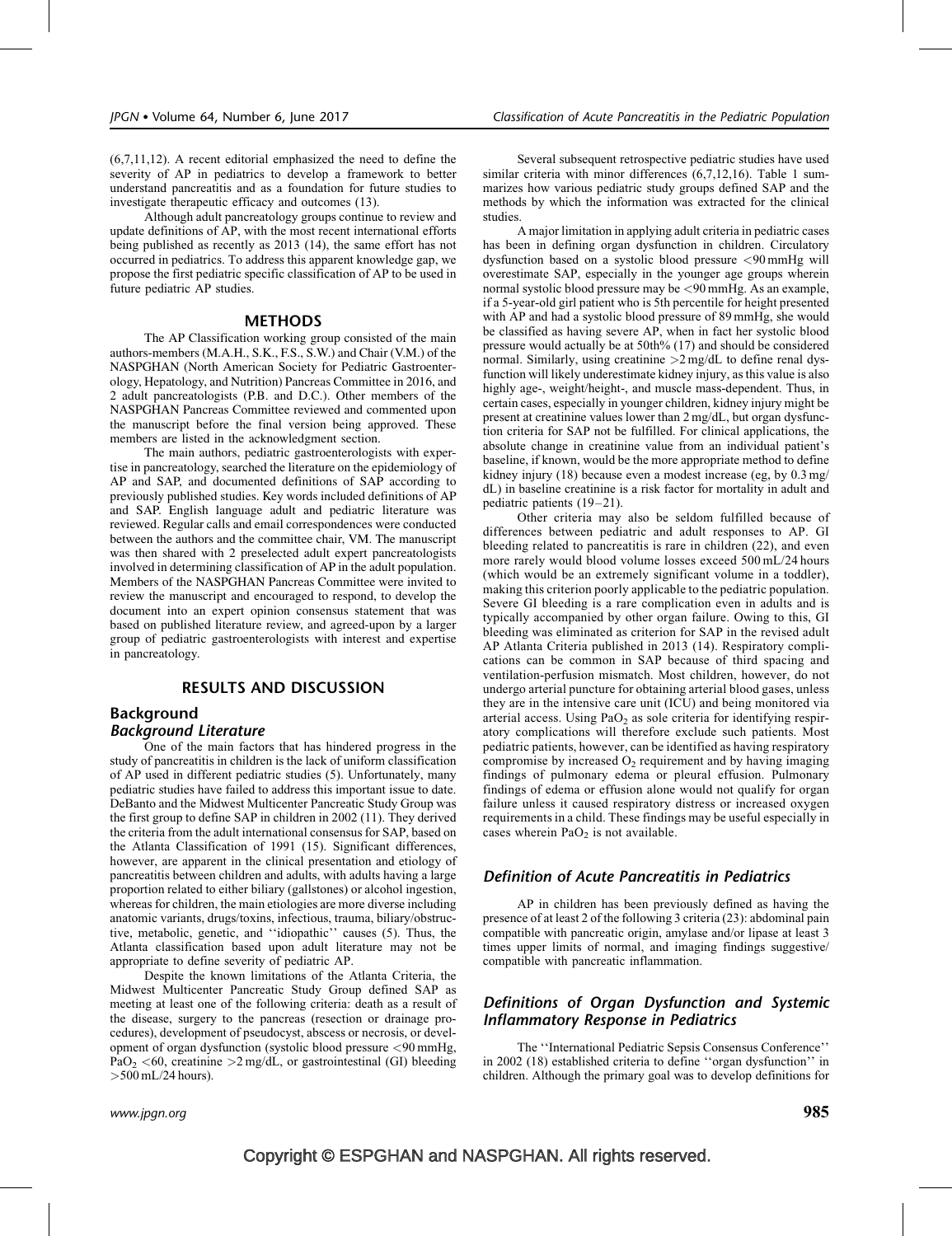(6,7,11,12). A recent editorial emphasized the need to define the severity of AP in pediatrics to develop a framework to better understand pancreatitis and as a foundation for future studies to investigate therapeutic efficacy and outcomes (13).

Although adult pancreatology groups continue to review and update definitions of AP, with the most recent international efforts being published as recently as 2013 (14), the same effort has not occurred in pediatrics. To address this apparent knowledge gap, we propose the first pediatric specific classification of AP to be used in future pediatric AP studies.

## METHODS

The AP Classification working group consisted of the main authors-members (M.A.H., S.K., F.S., S.W.) and Chair (V.M.) of the NASPGHAN (North American Society for Pediatric Gastroenterology, Hepatology, and Nutrition) Pancreas Committee in 2016, and 2 adult pancreatologists (P.B. and D.C.). Other members of the NASPGHAN Pancreas Committee reviewed and commented upon the manuscript before the final version being approved. These members are listed in the acknowledgment section.

The main authors, pediatric gastroenterologists with expertise in pancreatology, searched the literature on the epidemiology of AP and SAP, and documented definitions of SAP according to previously published studies. Key words included definitions of AP and SAP. English language adult and pediatric literature was reviewed. Regular calls and email correspondences were conducted between the authors and the committee chair, VM. The manuscript was then shared with 2 preselected adult expert pancreatologists involved in determining classification of AP in the adult population. Members of the NASPGHAN Pancreas Committee were invited to review the manuscript and encouraged to respond, to develop the document into an expert opinion consensus statement that was based on published literature review, and agreed-upon by a larger group of pediatric gastroenterologists with interest and expertise in pancreatology.

## RESULTS AND DISCUSSION

### Background

#### *Background Literature*

One of the main factors that has hindered progress in the study of pancreatitis in children is the lack of uniform classification of AP used in different pediatric studies (5). Unfortunately, many pediatric studies have failed to address this important issue to date. DeBanto and the Midwest Multicenter Pancreatic Study Group was the first group to define SAP in children in 2002 (11). They derived the criteria from the adult international consensus for SAP, based on the Atlanta Classification of 1991 (15). Significant differences, however, are apparent in the clinical presentation and etiology of pancreatitis between children and adults, with adults having a large proportion related to either biliary (gallstones) or alcohol ingestion, whereas for children, the main etiologies are more diverse including anatomic variants, drugs/toxins, infectious, trauma, biliary/obstructive, metabolic, genetic, and ''idiopathic'' causes (5). Thus, the Atlanta classification based upon adult literature may not be appropriate to define severity of pediatric AP.

Despite the known limitations of the Atlanta Criteria, the Midwest Multicenter Pancreatic Study Group defined SAP as meeting at least one of the following criteria: death as a result of the disease, surgery to the pancreas (resection or drainage procedures), development of pseudocyst, abscess or necrosis, or development of organ dysfunction (systolic blood pressure <90 mmHg, $PaO_2$ <60, creatinine >2 mg/dL, or gastrointestinal (GI) bleeding >500 mL/24 hours).

Several subsequent retrospective pediatric studies have used similar criteria with minor differences (6,7,12,16). Table 1 summarizes how various pediatric study groups defined SAP and the methods by which the information was extracted for the clinical studies.

A major limitation in applying adult criteria in pediatric cases has been in defining organ dysfunction in children. Circulatory dysfunction based on a systolic blood pressure <90 mmHg will overestimate SAP, especially in the younger age groups wherein normal systolic blood pressure may be <90 mmHg. As an example, if a 5-year-old girl patient who is 5th percentile for height presented with AP and had a systolic blood pressure of 89 mmHg, she would be classified as having severe AP, when in fact her systolic blood pressure would actually be at 50th% (17) and should be considered normal. Similarly, using creatinine >2 mg/dL to define renal dysfunction will likely underestimate kidney injury, as this value is also highly age-, weight/height-, and muscle mass-dependent. Thus, in certain cases, especially in younger children, kidney injury might be present at creatinine values lower than 2 mg/dL, but organ dysfunction criteria for SAP not be fulfilled. For clinical applications, the absolute change in creatinine value from an individual patient's baseline, if known, would be the more appropriate method to define kidney injury (18) because even a modest increase (eg, by 0.3 mg/dL) in baseline creatinine is a risk factor for mortality in adult and pediatric patients (19–21).

Other criteria may also be seldom fulfilled because of differences between pediatric and adult responses to AP. GI bleeding related to pancreatitis is rare in children (22), and even more rarely would blood volume losses exceed 500 mL/24 hours (which would be an extremely significant volume in a toddler), making this criterion poorly applicable to the pediatric population. Severe GI bleeding is a rare complication even in adults and is typically accompanied by other organ failure. Owing to this, GI bleeding was eliminated as criterion for SAP in the revised adult AP Atlanta Criteria published in 2013 (14). Respiratory complications can be common in SAP because of third spacing and ventilation-perfusion mismatch. Most children, however, do not undergo arterial puncture for obtaining arterial blood gases, unless they are in the intensive care unit (ICU) and being monitored via arterial access. Using $PaO_2$ as sole criteria for identifying respiratory complications will therefore exclude such patients. Most pediatric patients, however, can be identified as having respiratory compromise by increased $O_2$ requirement and by having imaging findings of pulmonary edema or pleural effusion. Pulmonary findings of edema or effusion alone would not qualify for organ failure unless it caused respiratory distress or increased oxygen requirements in a child. These findings may be useful especially in cases wherein $PaO_2$ is not available.

### *Definition of Acute Pancreatitis in Pediatrics*

AP in children has been previously defined as having the presence of at least 2 of the following 3 criteria (23): abdominal pain compatible with pancreatic origin, amylase and/or lipase at least 3 times upper limits of normal, and imaging findings suggestive/compatible with pancreatic inflammation.

### *Definitions of Organ Dysfunction and Systemic Inflammatory Response in Pediatrics*

The ''International Pediatric Sepsis Consensus Conference'' in 2002 (18) established criteria to define ''organ dysfunction'' in children. Although the primary goal was to develop definitions for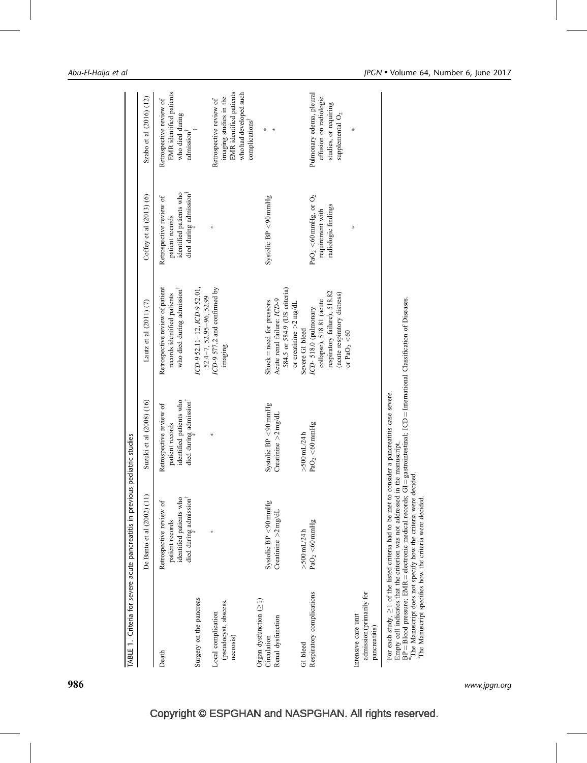TABLE 1. Criteria for severe acute pancreatitis in previous pediatric studies

| | De Banto et al (2002) (11) | Suzuki et al (2008) (16) | Lautz et al (2011) (7) | Coffey et al (2013) (6) | Szabo et al (2016) (12) |
|---|---|---|---|---|---|
| Death | Retrospective review of patient records identified patients who died during admission[†] | Retrospective review of patient records identified patients who died during admission[†] | Retrospective review of patient records identified patients who died during admission[†] | Retrospective review of patient records identified patients who died during admission[†] | Retrospective review of EMR identified patients who died during admission[†] |
| Surgery on the pancreas | * | * | *ICD-9* 52.11–12, *ICD-9* 52.01, 52.4–7, 52.95–96, 52.99 | * | † |
| Local complication (pseudocyst, abscess, necrosis) | * | * | *ICD-9* 577.2 and confirmed by imaging | * | Retrospective review of imaging studies in the EMR identified patients who had developed such complications[†] |
| Organ dysfunction (≥1) | | | | | |
| Circulation | Systolic BP <90 mmHg | Systolic BP <90 mmHg | Shock = need for pressors | Systolic BP <90 mmHg | * |
| Renal dysfunction | Creatinine >2 mg/dL | Creatinine >2 mg/dL | Acute renal failure: *ICD-9* 584.5 or 584.9 (US criteria) or creatinine >2 mg/dL | | * |
| GI bleed | >500 mL/24 h | >500 mL/24 h | Severe GI bleed | | |
| Respiratory complications | $PaO_2$ <60 mmHg | $PaO_2$ <60 mmHg | *ICD*- 518.0 (pulmonary collapse), 518.81 (acute respiratory failure), 518.82 (acute respiratory distress) or $PaO_2$ <60 | $PaO_2$ <60 mmHg, or $O_2$ requirement with radiologic findings | Pulmonary edema, pleural effusion on radiologic studies, or requiring supplemental $O_2$ |
| Intensive care unit admission (primarily for pancreatitis) | | | | * | * |

For each study, ≥1 of the listed criteria had to be met to consider a pancreatitis case severe.
Empty cell indicates that the criterion was not addressed in the manuscript.
BP = Blood pressure; EMR = electronic medical records; GI = gastrointestinal; ICD = International Classification of Diseases.
*The Manuscript does not specify how the criteria were decided.
[†]The Manuscript specifies how the criteria were decided.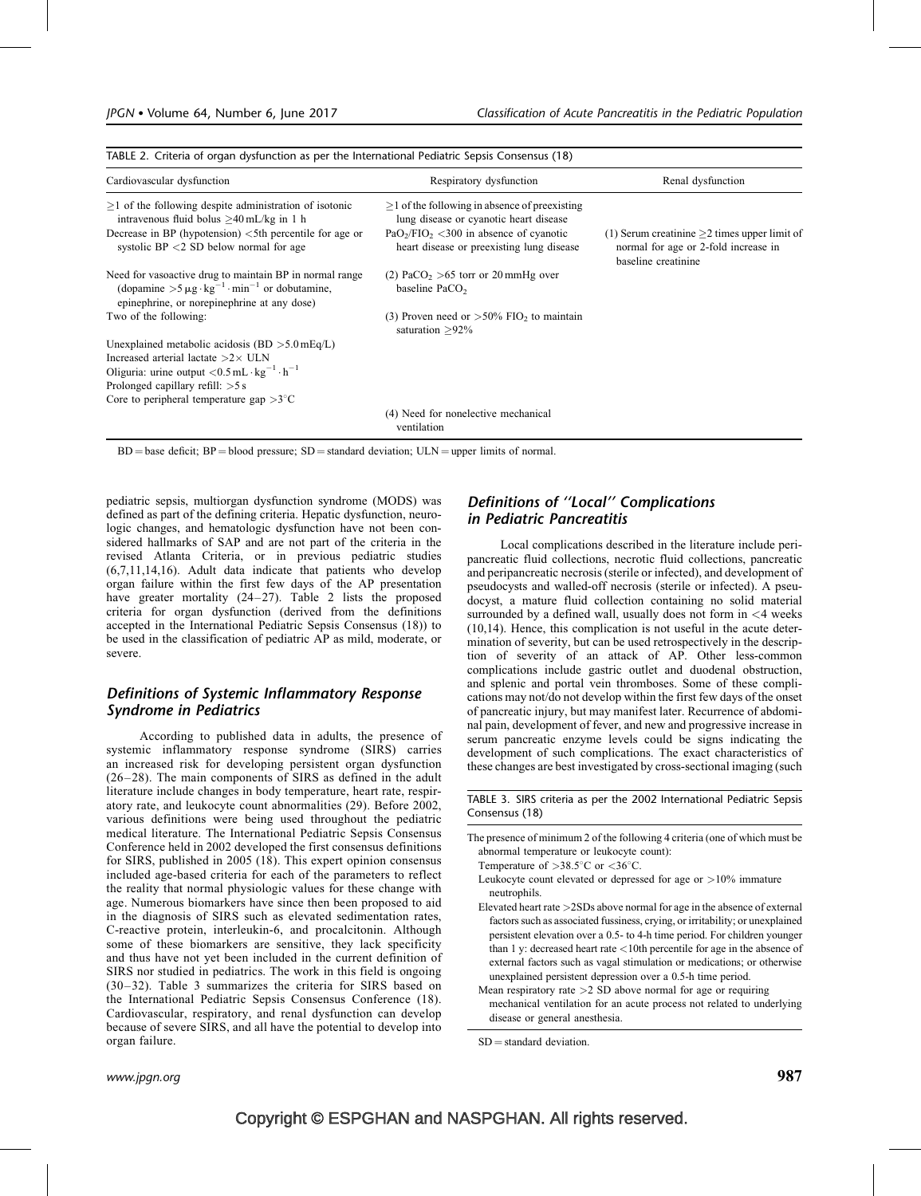TABLE 2. Criteria of organ dysfunction as per the International Pediatric Sepsis Consensus (18)

| Cardiovascular dysfunction | Respiratory dysfunction | Renal dysfunction |
|---|---|---|
| ≥1 of the following despite administration of isotonic intravenous fluid bolus ≥40 mL/kg in 1 h | ≥1 of the following in absence of preexisting lung disease or cyanotic heart disease | |
| Decrease in BP (hypotension) <5th percentile for age or systolic BP <2 SD below normal for age | $PaO_2/FIO_2$ <300 in absence of cyanotic heart disease or preexisting lung disease | (1) Serum creatinine ≥2 times upper limit of normal for age or 2-fold increase in baseline creatinine |
| Need for vasoactive drug to maintain BP in normal range (dopamine >5 $\mu g \cdot kg^{-1} \cdot min^{-1}$ or dobutamine, epinephrine, or norepinephrine at any dose) | (2) $PaCO_2$ >65 torr or 20 mmHg over baseline $PaCO_2$ | |
| Two of the following: | (3) Proven need or >50% $FIO_2$ to maintain saturation ≥92% | |
| Unexplained metabolic acidosis (BD >5.0 mEq/L)<br>Increased arterial lactate >2× ULN<br>Oliguria: urine output <0.5 $mL \cdot kg^{-1} \cdot h^{-1}$<br>Prolonged capillary refill: >5 s<br>Core to peripheral temperature gap >3°C | | |
| | (4) Need for nonelective mechanical ventilation | |

BD = base deficit; BP = blood pressure; SD = standard deviation; ULN = upper limits of normal.

pediatric sepsis, multiorgan dysfunction syndrome (MODS) was defined as part of the defining criteria. Hepatic dysfunction, neurologic changes, and hematologic dysfunction have not been considered hallmarks of SAP and are not part of the criteria in the revised Atlanta Criteria, or in previous pediatric studies (6,7,11,14,16). Adult data indicate that patients who develop organ failure within the first few days of the AP presentation have greater mortality (24–27). Table 2 lists the proposed criteria for organ dysfunction (derived from the definitions accepted in the International Pediatric Sepsis Consensus (18)) to be used in the classification of pediatric AP as mild, moderate, or severe.

### Definitions of Systemic Inflammatory Response Syndrome in Pediatrics

According to published data in adults, the presence of systemic inflammatory response syndrome (SIRS) carries an increased risk for developing persistent organ dysfunction (26–28). The main components of SIRS as defined in the adult literature include changes in body temperature, heart rate, respiratory rate, and leukocyte count abnormalities (29). Before 2002, various definitions were being used throughout the pediatric medical literature. The International Pediatric Sepsis Consensus Conference held in 2002 developed the first consensus definitions for SIRS, published in 2005 (18). This expert opinion consensus included age-based criteria for each of the parameters to reflect the reality that normal physiologic values for these change with age. Numerous biomarkers have since then been proposed to aid in the diagnosis of SIRS such as elevated sedimentation rates, C-reactive protein, interleukin-6, and procalcitonin. Although some of these biomarkers are sensitive, they lack specificity and thus have not yet been included in the current definition of SIRS nor studied in pediatrics. The work in this field is ongoing (30–32). Table 3 summarizes the criteria for SIRS based on the International Pediatric Sepsis Consensus Conference (18). Cardiovascular, respiratory, and renal dysfunction can develop because of severe SIRS, and all have the potential to develop into organ failure.

### Definitions of "Local" Complications in Pediatric Pancreatitis

Local complications described in the literature include peripancreatic fluid collections, necrotic fluid collections, pancreatic and peripancreatic necrosis (sterile or infected), and development of pseudocysts and walled-off necrosis (sterile or infected). A pseudocyst, a mature fluid collection containing no solid material surrounded by a defined wall, usually does not form in <4 weeks (10,14). Hence, this complication is not useful in the acute determination of severity, but can be used retrospectively in the description of severity of an attack of AP. Other less-common complications include gastric outlet and duodenal obstruction, and splenic and portal vein thromboses. Some of these complications may not/do not develop within the first few days of the onset of pancreatic injury, but may manifest later. Recurrence of abdominal pain, development of fever, and new and progressive increase in serum pancreatic enzyme levels could be signs indicating the development of such complications. The exact characteristics of these changes are best investigated by cross-sectional imaging (such

TABLE 3. SIRS criteria as per the 2002 International Pediatric Sepsis Consensus (18)

The presence of minimum 2 of the following 4 criteria (one of which must be abnormal temperature or leukocyte count):

- Temperature of >38.5°C or <36°C.
- Leukocyte count elevated or depressed for age or >10% immature neutrophils.
- Elevated heart rate >2SDs above normal for age in the absence of external factors such as associated fussiness, crying, or irritability; or unexplained persistent elevation over a 0.5- to 4-h time period. For children younger than 1 y: decreased heart rate <10th percentile for age in the absence of external factors such as vagal stimulation or medications; or otherwise unexplained persistent depression over a 0.5-h time period.
- Mean respiratory rate >2 SD above normal for age or requiring mechanical ventilation for an acute process not related to underlying disease or general anesthesia.

SD = standard deviation.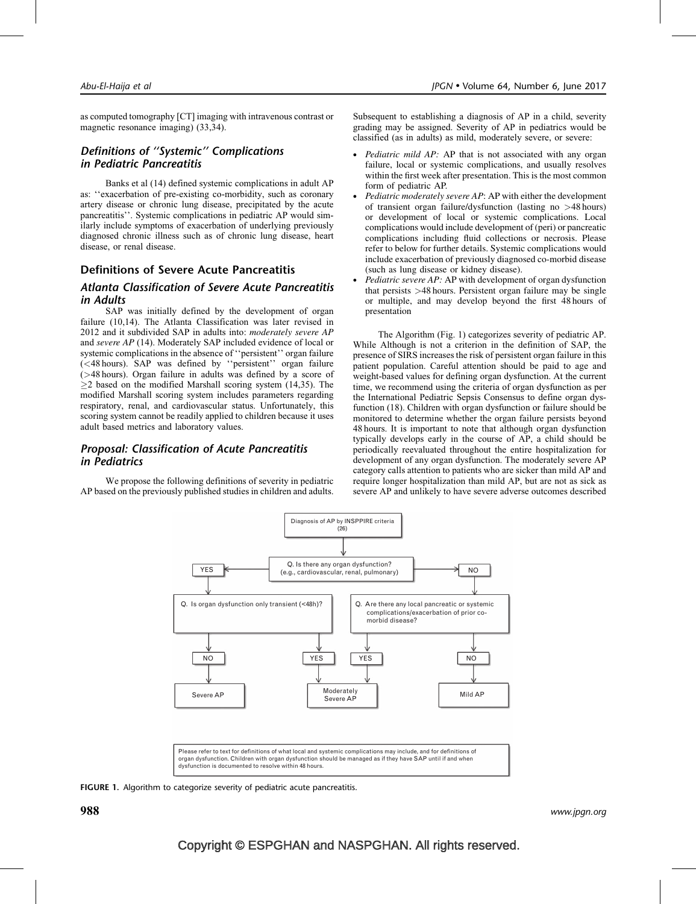as computed tomography [CT] imaging with intravenous contrast or magnetic resonance imaging) (33,34).

### *Definitions of ''Systemic'' Complications in Pediatric Pancreatitis*

Banks et al (14) defined systemic complications in adult AP as: ''exacerbation of pre-existing co-morbidity, such as coronary artery disease or chronic lung disease, precipitated by the acute pancreatitis''. Systemic complications in pediatric AP would similarly include symptoms of exacerbation of underlying previously diagnosed chronic illness such as of chronic lung disease, heart disease, or renal disease.

## Definitions of Severe Acute Pancreatitis

### *Atlanta Classification of Severe Acute Pancreatitis in Adults*

SAP was initially defined by the development of organ failure (10,14). The Atlanta Classification was later revised in 2012 and it subdivided SAP in adults into: *moderately severe AP* and *severe AP* (14). Moderately SAP included evidence of local or systemic complications in the absence of ''persistent'' organ failure (<48 hours). SAP was defined by ''persistent'' organ failure (>48 hours). Organ failure in adults was defined by a score of $\geq$2 based on the modified Marshall scoring system (14,35). The modified Marshall scoring system includes parameters regarding respiratory, renal, and cardiovascular status. Unfortunately, this scoring system cannot be readily applied to children because it uses adult based metrics and laboratory values.

### *Proposal: Classification of Acute Pancreatitis in Pediatrics*

We propose the following definitions of severity in pediatric AP based on the previously published studies in children and adults. Subsequent to establishing a diagnosis of AP in a child, severity grading may be assigned. Severity of AP in pediatrics would be classified (as in adults) as mild, moderately severe, or severe:

- *Pediatric mild AP:* AP that is not associated with any organ failure, local or systemic complications, and usually resolves within the first week after presentation. This is the most common form of pediatric AP.
- *Pediatric moderately severe AP*: AP with either the development of transient organ failure/dysfunction (lasting no >48 hours) or development of local or systemic complications. Local complications would include development of (peri) or pancreatic complications including fluid collections or necrosis. Please refer to below for further details. Systemic complications would include exacerbation of previously diagnosed co-morbid disease (such as lung disease or kidney disease).
- *Pediatric severe AP:* AP with development of organ dysfunction that persists >48 hours. Persistent organ failure may be single or multiple, and may develop beyond the first 48 hours of presentation

The Algorithm (Fig. 1) categorizes severity of pediatric AP. While Although is not a criterion in the definition of SAP, the presence of SIRS increases the risk of persistent organ failure in this patient population. Careful attention should be paid to age and weight-based values for defining organ dysfunction. At the current time, we recommend using the criteria of organ dysfunction as per the International Pediatric Sepsis Consensus to define organ dysfunction (18). Children with organ dysfunction or failure should be monitored to determine whether the organ failure persists beyond 48 hours. It is important to note that although organ dysfunction typically develops early in the course of AP, a child should be periodically reevaluated throughout the entire hospitalization for development of any organ dysfunction. The moderately severe AP category calls attention to patients who are sicker than mild AP and require longer hospitalization than mild AP, but are not as sick as severe AP and unlikely to have severe adverse outcomes described

Diagnosis of AP by INSPPIRE criteria (26)

Q. Is there any organ dysfunction? (e.g., cardiovascular, renal, pulmonary)

YES

NO

Q. Is organ dysfunction only transient (<48h)?

Q. Are there any local pancreatic or systemic complications/exacerbation of prior co-morbid disease?

NO

YES

YES

NO

Severe AP

Moderately Severe AP

Mild AP

Please refer to text for definitions of what local and systemic complications may include, and for definitions of organ dysfunction. Children with organ dysfunction should be managed as if they have SAP until if and when dysfunction is documented to resolve within 48 hours.

**FIGURE 1.** Algorithm to categorize severity of pediatric acute pancreatitis.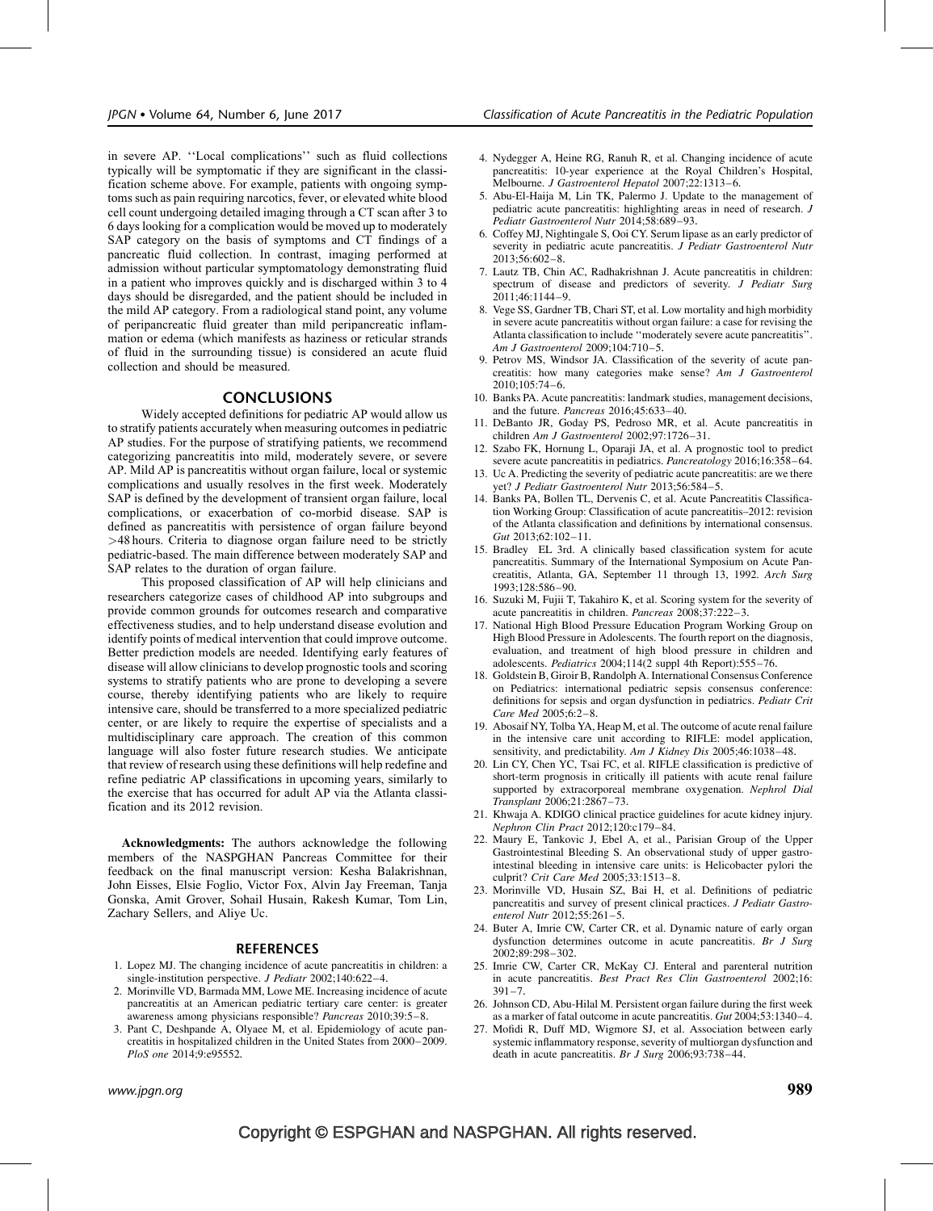in severe AP. ''Local complications'' such as fluid collections typically will be symptomatic if they are significant in the classification scheme above. For example, patients with ongoing symptoms such as pain requiring narcotics, fever, or elevated white blood cell count undergoing detailed imaging through a CT scan after 3 to 6 days looking for a complication would be moved up to moderately SAP category on the basis of symptoms and CT findings of a pancreatic fluid collection. In contrast, imaging performed at admission without particular symptomatology demonstrating fluid in a patient who improves quickly and is discharged within 3 to 4 days should be disregarded, and the patient should be included in the mild AP category. From a radiological stand point, any volume of peripancreatic fluid greater than mild peripancreatic inflammation or edema (which manifests as haziness or reticular strands of fluid in the surrounding tissue) is considered an acute fluid collection and should be measured.

## CONCLUSIONS

Widely accepted definitions for pediatric AP would allow us to stratify patients accurately when measuring outcomes in pediatric AP studies. For the purpose of stratifying patients, we recommend categorizing pancreatitis into mild, moderately severe, or severe AP. Mild AP is pancreatitis without organ failure, local or systemic complications and usually resolves in the first week. Moderately SAP is defined by the development of transient organ failure, local complications, or exacerbation of co-morbid disease. SAP is defined as pancreatitis with persistence of organ failure beyond >48 hours. Criteria to diagnose organ failure need to be strictly pediatric-based. The main difference between moderately SAP and SAP relates to the duration of organ failure.

This proposed classification of AP will help clinicians and researchers categorize cases of childhood AP into subgroups and provide common grounds for outcomes research and comparative effectiveness studies, and to help understand disease evolution and identify points of medical intervention that could improve outcome. Better prediction models are needed. Identifying early features of disease will allow clinicians to develop prognostic tools and scoring systems to stratify patients who are prone to developing a severe course, thereby identifying patients who are likely to require intensive care, should be transferred to a more specialized pediatric center, or are likely to require the expertise of specialists and a multidisciplinary care approach. The creation of this common language will also foster future research studies. We anticipate that review of research using these definitions will help redefine and refine pediatric AP classifications in upcoming years, similarly to the exercise that has occurred for adult AP via the Atlanta classification and its 2012 revision.

**Acknowledgments:** The authors acknowledge the following members of the NASPGHAN Pancreas Committee for their feedback on the final manuscript version: Kesha Balakrishnan, John Eisses, Elsie Foglio, Victor Fox, Alvin Jay Freeman, Tanja Gonska, Amit Grover, Sohail Husain, Rakesh Kumar, Tom Lin, Zachary Sellers, and Aliye Uc.

## REFERENCES

1. Lopez MJ. The changing incidence of acute pancreatitis in children: a single-institution perspective. *J Pediatr* 2002;140:622–4.
2. Morinville VD, Barmada MM, Lowe ME. Increasing incidence of acute pancreatitis at an American pediatric tertiary care center: is greater awareness among physicians responsible? *Pancreas* 2010;39:5–8.
3. Pant C, Deshpande A, Olyaee M, et al. Epidemiology of acute pancreatitis in hospitalized children in the United States from 2000–2009. *PloS one* 2014;9:e95552.
4. Nydegger A, Heine RG, Ranuh R, et al. Changing incidence of acute pancreatitis: 10-year experience at the Royal Children's Hospital, Melbourne. *J Gastroenterol Hepatol* 2007;22:1313–6.
5. Abu-El-Haija M, Lin TK, Palermo J. Update to the management of pediatric acute pancreatitis: highlighting areas in need of research. *J Pediatr Gastroenterol Nutr* 2014;58:689–93.
6. Coffey MJ, Nightingale S, Ooi CY. Serum lipase as an early predictor of severity in pediatric acute pancreatitis. *J Pediatr Gastroenterol Nutr* 2013;56:602–8.
7. Lautz TB, Chin AC, Radhakrishnan J. Acute pancreatitis in children: spectrum of disease and predictors of severity. *J Pediatr Surg* 2011;46:1144–9.
8. Vege SS, Gardner TB, Chari ST, et al. Low mortality and high morbidity in severe acute pancreatitis without organ failure: a case for revising the Atlanta classification to include ''moderately severe acute pancreatitis''. *Am J Gastroenterol* 2009;104:710–5.
9. Petrov MS, Windsor JA. Classification of the severity of acute pancreatitis: how many categories make sense? *Am J Gastroenterol* 2010;105:74–6.
10. Banks PA. Acute pancreatitis: landmark studies, management decisions, and the future. *Pancreas* 2016;45:633–40.
11. DeBanto JR, Goday PS, Pedroso MR, et al. Acute pancreatitis in children *Am J Gastroenterol* 2002;97:1726–31.
12. Szabo FK, Hornung L, Oparaji JA, et al. A prognostic tool to predict severe acute pancreatitis in pediatrics. *Pancreatology* 2016;16:358–64.
13. Uc A. Predicting the severity of pediatric acute pancreatitis: are we there yet? *J Pediatr Gastroenterol Nutr* 2013;56:584–5.
14. Banks PA, Bollen TL, Dervenis C, et al. Acute Pancreatitis Classification Working Group: Classification of acute pancreatitis–2012: revision of the Atlanta classification and definitions by international consensus. *Gut* 2013;62:102–11.
15. Bradley EL 3rd. A clinically based classification system for acute pancreatitis. Summary of the International Symposium on Acute Pancreatitis, Atlanta, GA, September 11 through 13, 1992. *Arch Surg* 1993;128:586–90.
16. Suzuki M, Fujii T, Takahiro K, et al. Scoring system for the severity of acute pancreatitis in children. *Pancreas* 2008;37:222–3.
17. National High Blood Pressure Education Program Working Group on High Blood Pressure in Adolescents. The fourth report on the diagnosis, evaluation, and treatment of high blood pressure in children and adolescents. *Pediatrics* 2004;114(2 suppl 4th Report):555–76.
18. Goldstein B, Giroir B, Randolph A. International Consensus Conference on Pediatrics: international pediatric sepsis consensus conference: definitions for sepsis and organ dysfunction in pediatrics. *Pediatr Crit Care Med* 2005;6:2–8.
19. Abosaif NY, Tolba YA, Heap M, et al. The outcome of acute renal failure in the intensive care unit according to RIFLE: model application, sensitivity, and predictability. *Am J Kidney Dis* 2005;46:1038–48.
20. Lin CY, Chen YC, Tsai FC, et al. RIFLE classification is predictive of short-term prognosis in critically ill patients with acute renal failure supported by extracorporeal membrane oxygenation. *Nephrol Dial Transplant* 2006;21:2867–73.
21. Khwaja A. KDIGO clinical practice guidelines for acute kidney injury. *Nephron Clin Pract* 2012;120:c179–84.
22. Maury E, Tankovic J, Ebel A, et al., Parisian Group of the Upper Gastrointestinal Bleeding S. An observational study of upper gastrointestinal bleeding in intensive care units: is Helicobacter pylori the culprit? *Crit Care Med* 2005;33:1513–8.
23. Morinville VD, Husain SZ, Bai H, et al. Definitions of pediatric pancreatitis and survey of present clinical practices. *J Pediatr Gastroenterol Nutr* 2012;55:261–5.
24. Buter A, Imrie CW, Carter CR, et al. Dynamic nature of early organ dysfunction determines outcome in acute pancreatitis. *Br J Surg* 2002;89:298–302.
25. Imrie CW, Carter CR, McKay CJ. Enteral and parenteral nutrition in acute pancreatitis. *Best Pract Res Clin Gastroenterol* 2002;16: 391–7.
26. Johnson CD, Abu-Hilal M. Persistent organ failure during the first week as a marker of fatal outcome in acute pancreatitis. *Gut* 2004;53:1340–4.
27. Mofidi R, Duff MD, Wigmore SJ, et al. Association between early systemic inflammatory response, severity of multiorgan dysfunction and death in acute pancreatitis. *Br J Surg* 2006;93:738–44.

Copyright © ESPGHAN and NASPGHAN. All rights reserved.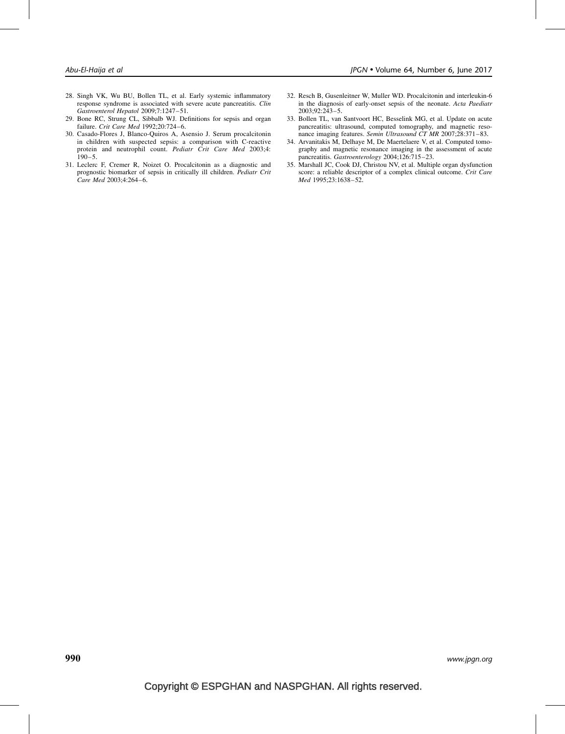28. Singh VK, Wu BU, Bollen TL, et al. Early systemic inflammatory response syndrome is associated with severe acute pancreatitis. *Clin Gastroenterol Hepatol* 2009;7:1247–51.
29. Bone RC, Strung CL, Sibbalb WJ. Definitions for sepsis and organ failure. *Crit Care Med* 1992;20:724–6.
30. Casado-Flores J, Blanco-Quiros A, Asensio J. Serum procalcitonin in children with suspected sepsis: a comparison with C-reactive protein and neutrophil count. *Pediatr Crit Care Med* 2003;4:190–5.
31. Leclerc F, Cremer R, Noizet O. Procalcitonin as a diagnostic and prognostic biomarker of sepsis in critically ill children. *Pediatr Crit Care Med* 2003;4:264–6.
32. Resch B, Gusenleitner W, Muller WD. Procalcitonin and interleukin-6 in the diagnosis of early-onset sepsis of the neonate. *Acta Paediatr* 2003;92:243–5.
33. Bollen TL, van Santvoort HC, Besselink MG, et al. Update on acute pancreatitis: ultrasound, computed tomography, and magnetic resonance imaging features. *Semin Ultrasound CT MR* 2007;28:371–83.
34. Arvanitakis M, Delhaye M, De Maertelaere V, et al. Computed tomography and magnetic resonance imaging in the assessment of acute pancreatitis. *Gastroenterology* 2004;126:715–23.
35. Marshall JC, Cook DJ, Christou NV, et al. Multiple organ dysfunction score: a reliable descriptor of a complex clinical outcome. *Crit Care Med* 1995;23:1638–52.

Copyright © ESPGHAN and NASPGHAN. All rights reserved.